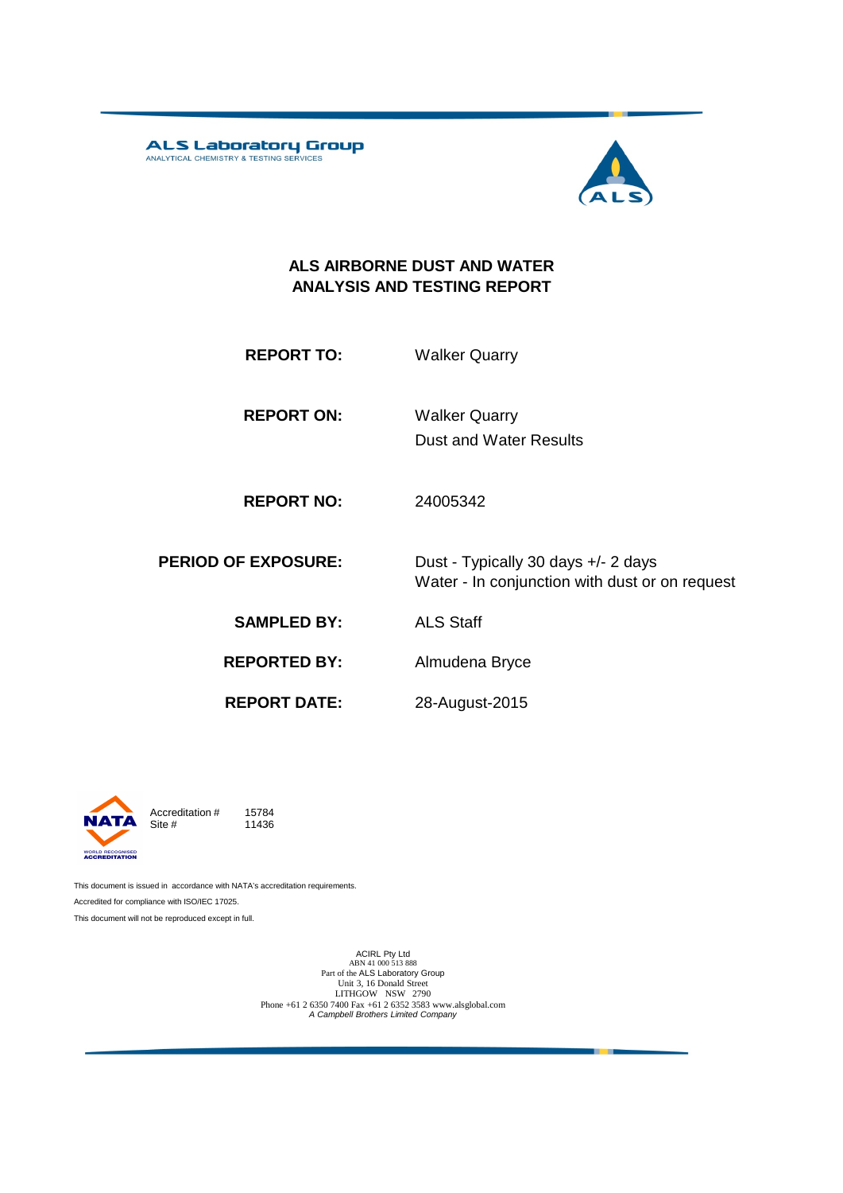**ALS Laboratory Group**
ANALYTICAL CHEMISTRY & TESTING SERVICES

# ALS AIRBORNE DUST AND WATER ANALYSIS AND TESTING REPORT

| | |
|---|---|
| **REPORT TO:** | Walker Quarry |
| **REPORT ON:** | Walker Quarry<br>Dust and Water Results |
| **REPORT NO:** | 24005342 |
| **PERIOD OF EXPOSURE:** | Dust - Typically 30 days +/- 2 days<br>Water - In conjunction with dust or on request |
| **SAMPLED BY:** | ALS Staff |
| **REPORTED BY:** | Almudena Bryce |
| **REPORT DATE:** | 28-August-2015 |

NATA WORLD RECOGNISED ACCREDITATION

Accreditation # 15784
Site # 11436

This document is issued in accordance with NATA's accreditation requirements.

Accredited for compliance with ISO/IEC 17025.

This document will not be reproduced except in full.

ACIRL Pty Ltd
ABN 41 000 513 888
Part of the ALS Laboratory Group
Unit 3, 16 Donald Street
LITHGOW NSW 2790
Phone +61 2 6350 7400 Fax +61 2 6352 3583 www.alsglobal.com
*A Campbell Brothers Limited Company*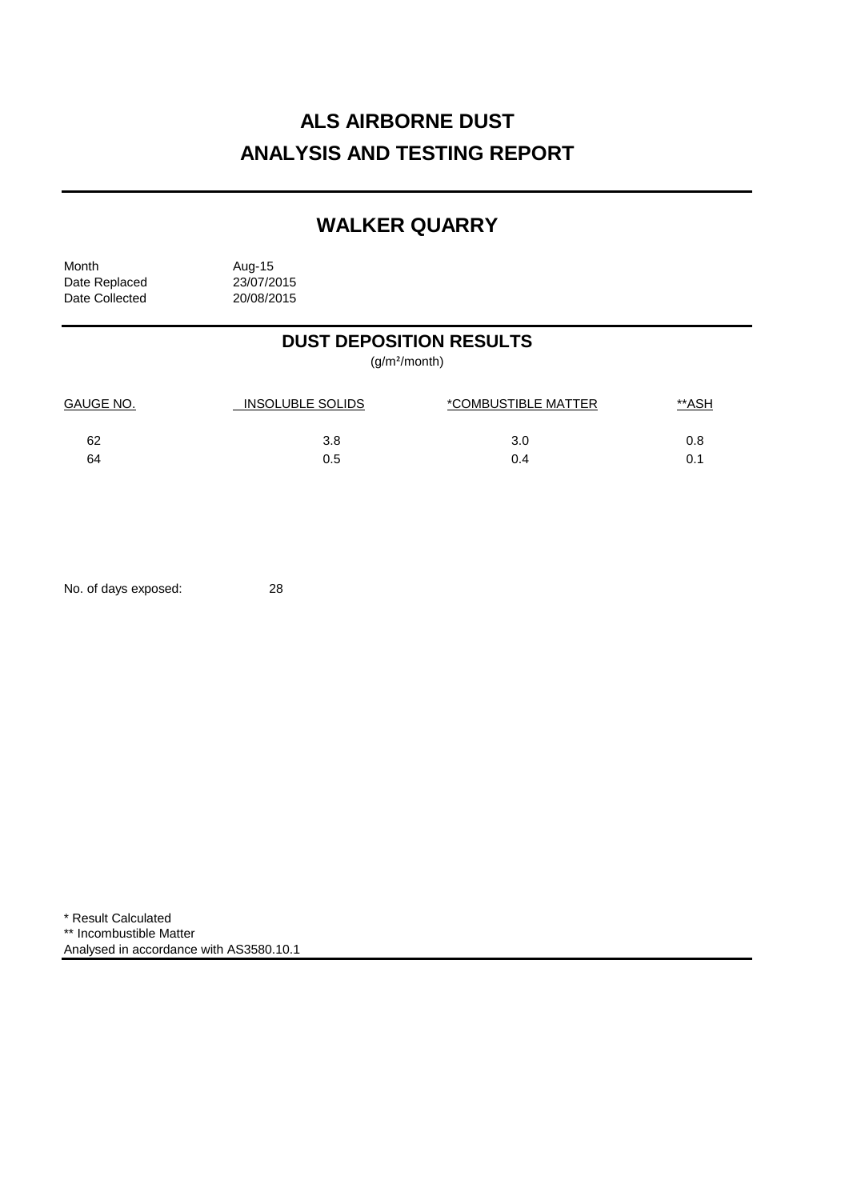# ALS AIRBORNE DUST
# ANALYSIS AND TESTING REPORT

## WALKER QUARRY

Month Aug-15
Date Replaced 23/07/2015
Date Collected 20/08/2015

## DUST DEPOSITION RESULTS

(g/m²/month)

| GAUGE NO. | INSOLUBLE SOLIDS | *COMBUSTIBLE MATTER | **ASH |
|---|---|---|---|
| 62 | 3.8 | 3.0 | 0.8 |
| 64 | 0.5 | 0.4 | 0.1 |

No. of days exposed: 28

* Result Calculated
** Incombustible Matter
Analysed in accordance with AS3580.10.1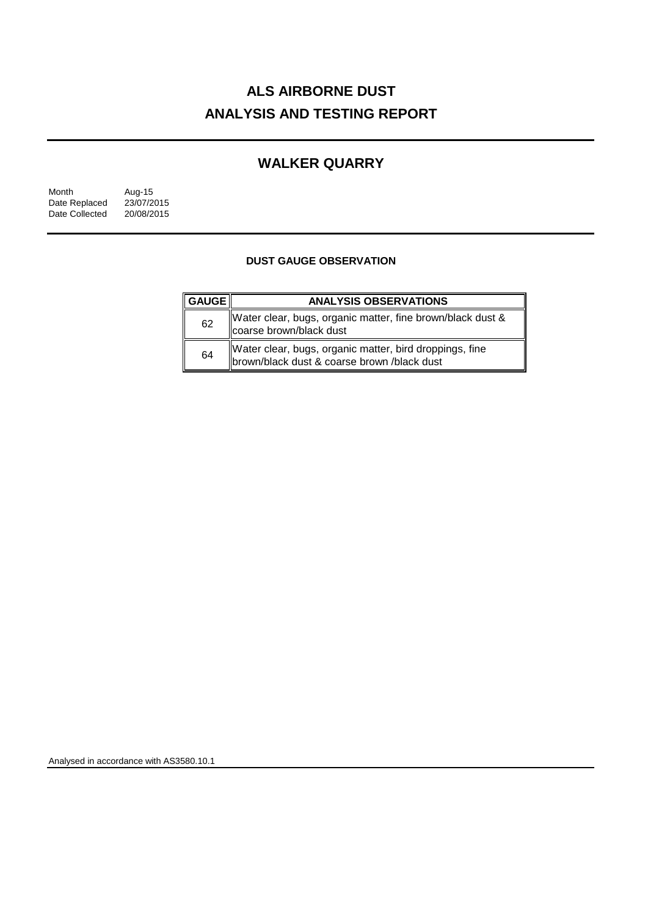# ALS AIRBORNE DUST
# ANALYSIS AND TESTING REPORT

## WALKER QUARRY

| | |
|---|---|
| Month | Aug-15 |
| Date Replaced | 23/07/2015 |
| Date Collected | 20/08/2015 |

### DUST GAUGE OBSERVATION

| GAUGE | ANALYSIS OBSERVATIONS |
|---|---|
| 62 | Water clear, bugs, organic matter, fine brown/black dust & coarse brown/black dust |
| 64 | Water clear, bugs, organic matter, bird droppings, fine brown/black dust & coarse brown /black dust |

Analysed in accordance with AS3580.10.1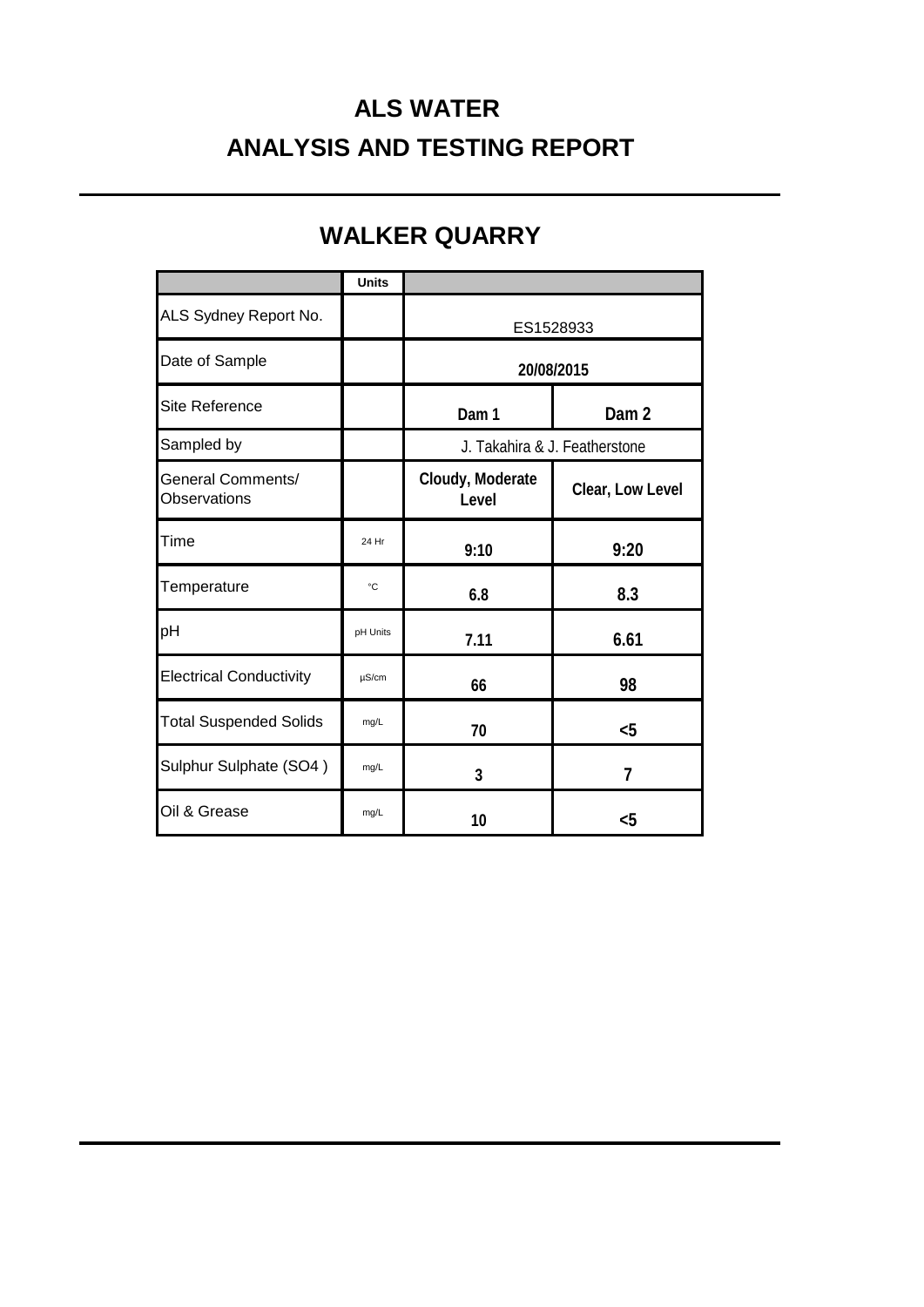# ALS WATER

# ANALYSIS AND TESTING REPORT

## WALKER QUARRY

| | Units | | |
|---|---|---|---|
| ALS Sydney Report No. | | ES1528933 | |
| Date of Sample | | 20/08/2015 | |
| Site Reference | | Dam 1 | Dam 2 |
| Sampled by | | J. Takahira & J. Featherstone | |
| General Comments/ Observations | | Cloudy, Moderate Level | Clear, Low Level |
| Time | 24 Hr | 9:10 | 9:20 |
| Temperature | °C | 6.8 | 8.3 |
| pH | pH Units | 7.11 | 6.61 |
| Electrical Conductivity | µS/cm | 66 | 98 |
| Total Suspended Solids | mg/L | 70 | <5 |
| Sulphur Sulphate (SO4 ) | mg/L | 3 | 7 |
| Oil & Grease | mg/L | 10 | <5 |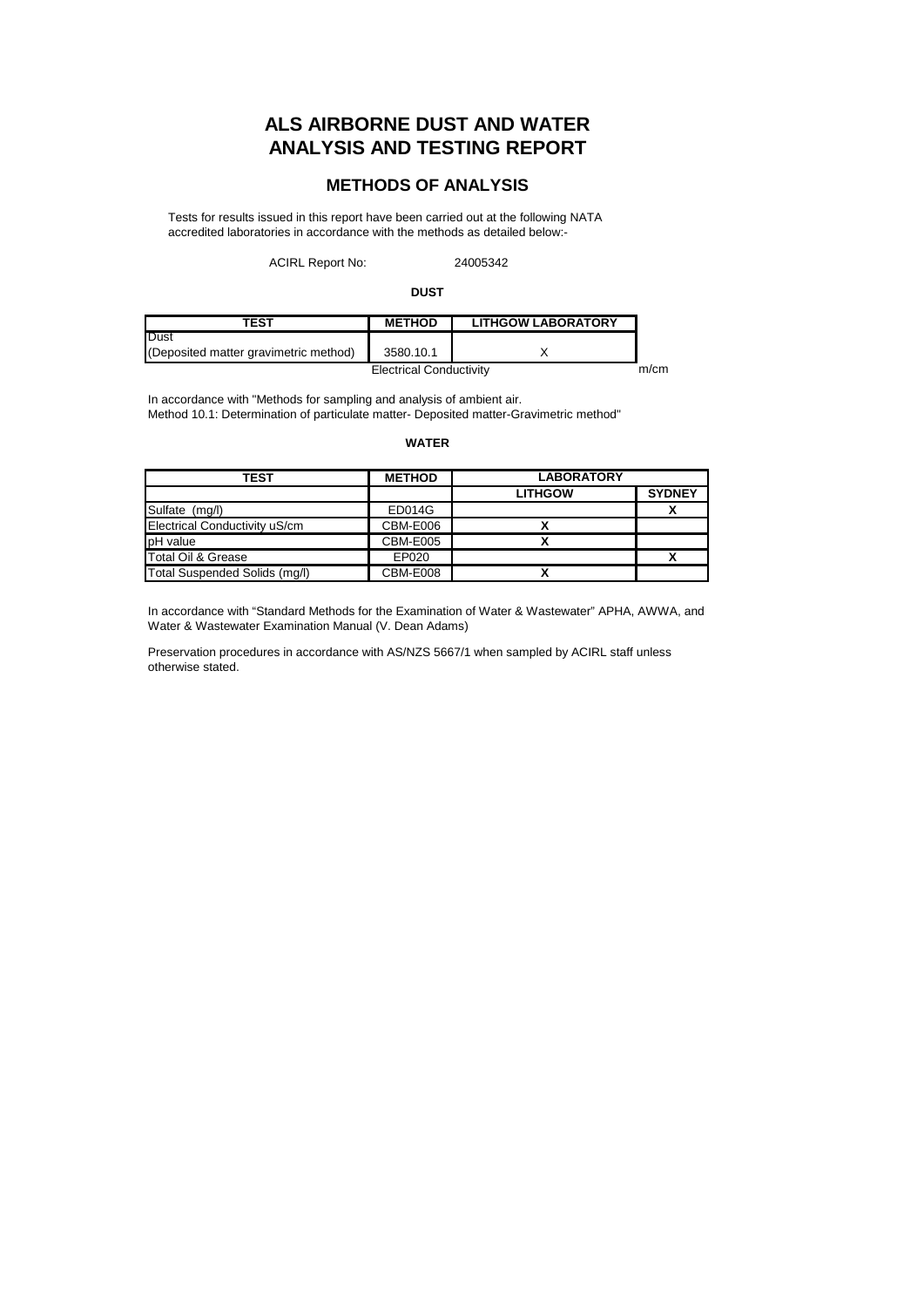# ALS AIRBORNE DUST AND WATER ANALYSIS AND TESTING REPORT

## METHODS OF ANALYSIS

Tests for results issued in this report have been carried out at the following NATA accredited laboratories in accordance with the methods as detailed below:-

ACIRL Report No: 24005342

**DUST**

| TEST | METHOD | LITHGOW LABORATORY |
|---|---|---|
| Dust (Deposited matter gravimetric method) | 3580.10.1 | X |

Electrical Conductivity m/cm

In accordance with "Methods for sampling and analysis of ambient air.
Method 10.1: Determination of particulate matter- Deposited matter-Gravimetric method"

**WATER**

| TEST | METHOD | LABORATORY | |
|---|---|---|---|
| | | LITHGOW | SYDNEY |
| Sulfate (mg/l) | ED014G | | X |
| Electrical Conductivity uS/cm | CBM-E006 | X | |
| pH value | CBM-E005 | X | |
| Total Oil & Grease | EP020 | | X |
| Total Suspended Solids (mg/l) | CBM-E008 | X | |

In accordance with "Standard Methods for the Examination of Water & Wastewater" APHA, AWWA, and Water & Wastewater Examination Manual (V. Dean Adams)

Preservation procedures in accordance with AS/NZS 5667/1 when sampled by ACIRL staff unless otherwise stated.